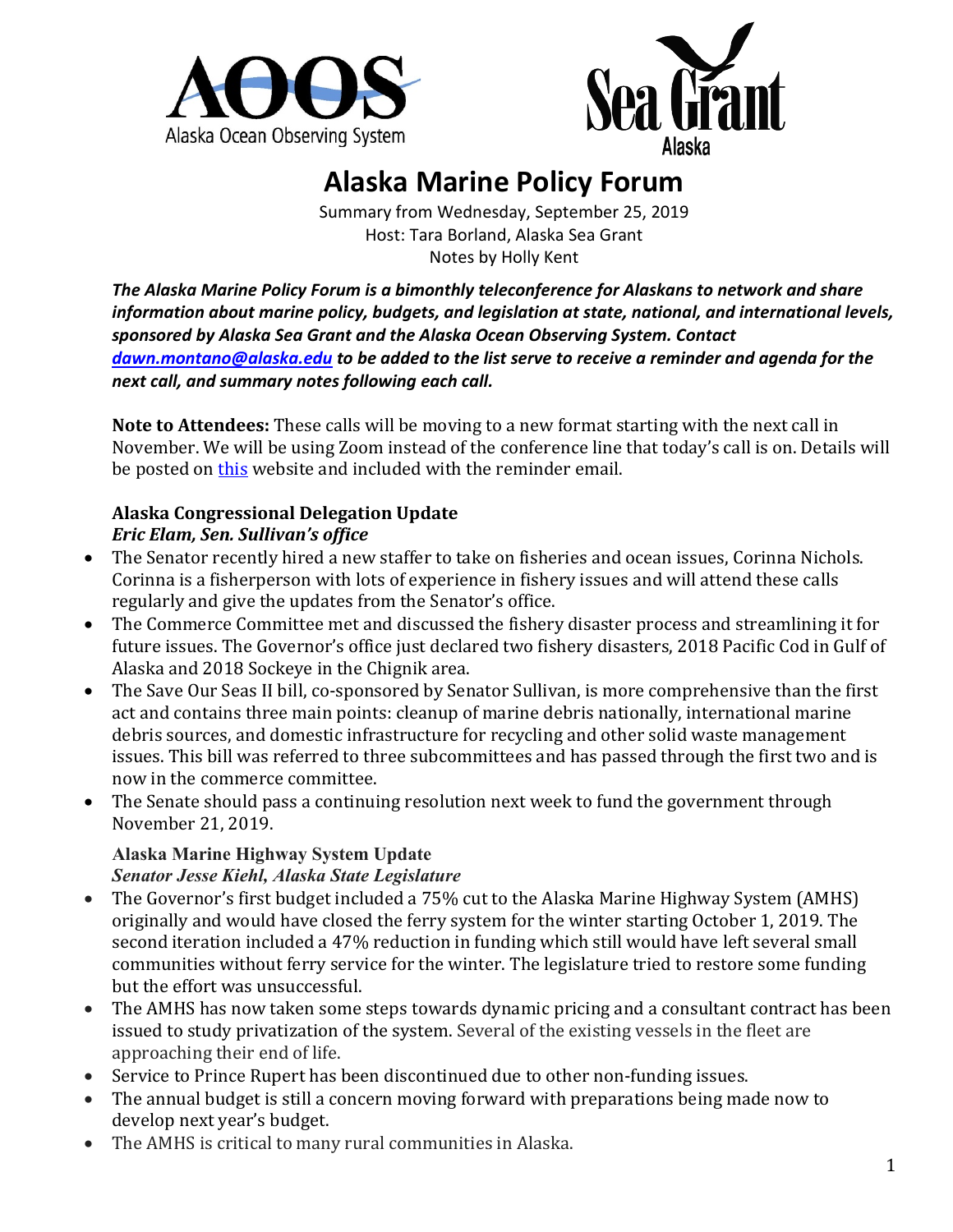# Alaska Marine Policy Forum

Summary from Wednesday, September 25, 2019
Host: Tara Borland, Alaska Sea Grant
Notes by Holly Kent

***The Alaska Marine Policy Forum is a bimonthly teleconference for Alaskans to network and share information about marine policy, budgets, and legislation at state, national, and international levels, sponsored by Alaska Sea Grant and the Alaska Ocean Observing System. Contact [dawn.montano@alaska.edu](mailto:dawn.montano@alaska.edu) to be added to the list serve to receive a reminder and agenda for the next call, and summary notes following each call.***

**Note to Attendees:** These calls will be moving to a new format starting with the next call in November. We will be using Zoom instead of the conference line that today's call is on. Details will be posted on [this]() website and included with the reminder email.

### Alaska Congressional Delegation Update
***Eric Elam, Sen. Sullivan's office***

- The Senator recently hired a new staffer to take on fisheries and ocean issues, Corinna Nichols. Corinna is a fisherperson with lots of experience in fishery issues and will attend these calls regularly and give the updates from the Senator's office.
- The Commerce Committee met and discussed the fishery disaster process and streamlining it for future issues. The Governor's office just declared two fishery disasters, 2018 Pacific Cod in Gulf of Alaska and 2018 Sockeye in the Chignik area.
- The Save Our Seas II bill, co-sponsored by Senator Sullivan, is more comprehensive than the first act and contains three main points: cleanup of marine debris nationally, international marine debris sources, and domestic infrastructure for recycling and other solid waste management issues. This bill was referred to three subcommittees and has passed through the first two and is now in the commerce committee.
- The Senate should pass a continuing resolution next week to fund the government through November 21, 2019.

### Alaska Marine Highway System Update
***Senator Jesse Kiehl, Alaska State Legislature***

- The Governor's first budget included a 75% cut to the Alaska Marine Highway System (AMHS) originally and would have closed the ferry system for the winter starting October 1, 2019. The second iteration included a 47% reduction in funding which still would have left several small communities without ferry service for the winter. The legislature tried to restore some funding but the effort was unsuccessful.
- The AMHS has now taken some steps towards dynamic pricing and a consultant contract has been issued to study privatization of the system. Several of the existing vessels in the fleet are approaching their end of life.
- Service to Prince Rupert has been discontinued due to other non-funding issues.
- The annual budget is still a concern moving forward with preparations being made now to develop next year's budget.
- The AMHS is critical to many rural communities in Alaska.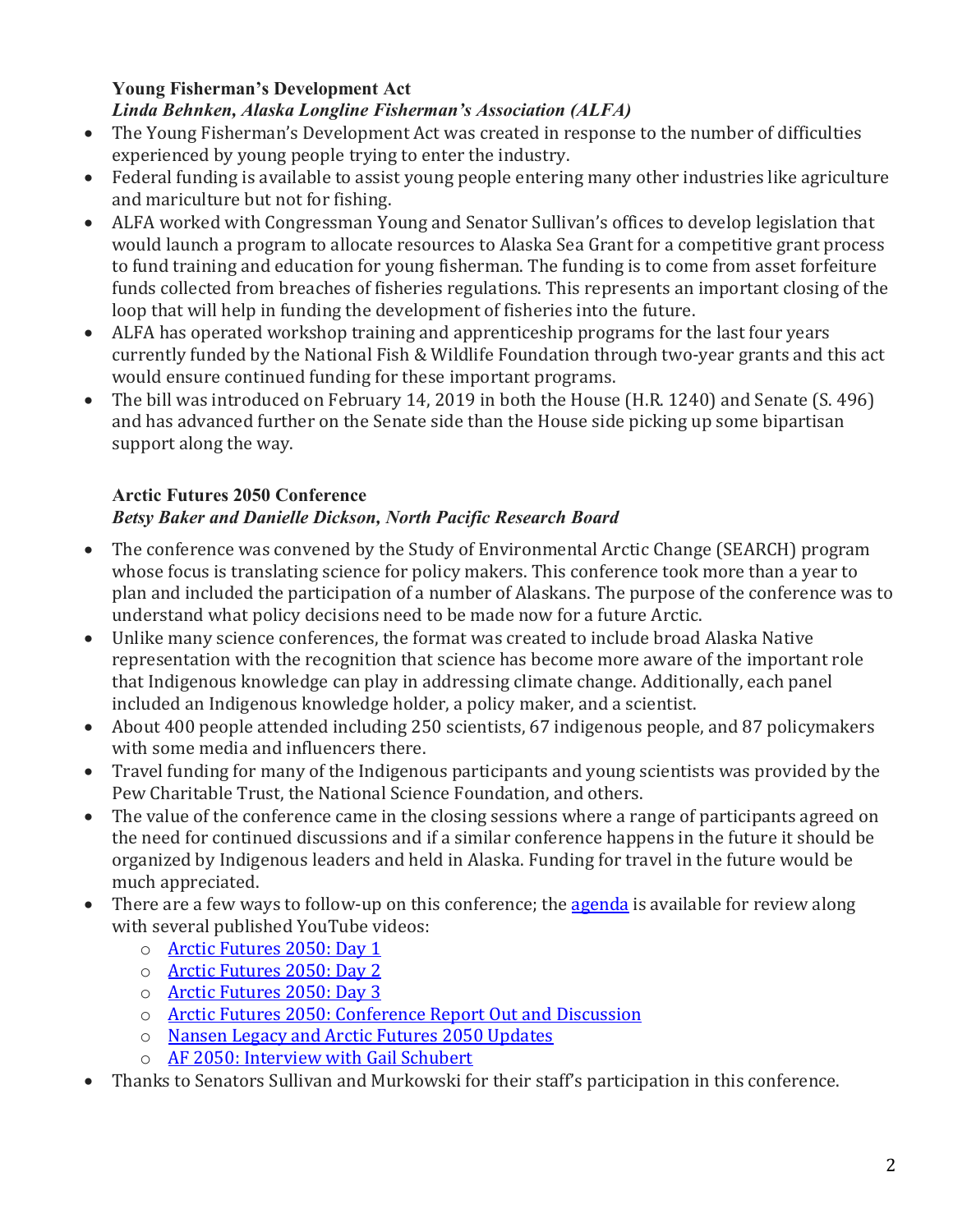### Young Fisherman's Development Act

***Linda Behnken, Alaska Longline Fisherman's Association (ALFA)***

- The Young Fisherman's Development Act was created in response to the number of difficulties experienced by young people trying to enter the industry.
- Federal funding is available to assist young people entering many other industries like agriculture and mariculture but not for fishing.
- ALFA worked with Congressman Young and Senator Sullivan's offices to develop legislation that would launch a program to allocate resources to Alaska Sea Grant for a competitive grant process to fund training and education for young fisherman. The funding is to come from asset forfeiture funds collected from breaches of fisheries regulations. This represents an important closing of the loop that will help in funding the development of fisheries into the future.
- ALFA has operated workshop training and apprenticeship programs for the last four years currently funded by the National Fish & Wildlife Foundation through two-year grants and this act would ensure continued funding for these important programs.
- The bill was introduced on February 14, 2019 in both the House (H.R. 1240) and Senate (S. 496) and has advanced further on the Senate side than the House side picking up some bipartisan support along the way.

### Arctic Futures 2050 Conference

***Betsy Baker and Danielle Dickson, North Pacific Research Board***

- The conference was convened by the Study of Environmental Arctic Change (SEARCH) program whose focus is translating science for policy makers. This conference took more than a year to plan and included the participation of a number of Alaskans. The purpose of the conference was to understand what policy decisions need to be made now for a future Arctic.
- Unlike many science conferences, the format was created to include broad Alaska Native representation with the recognition that science has become more aware of the important role that Indigenous knowledge can play in addressing climate change. Additionally, each panel included an Indigenous knowledge holder, a policy maker, and a scientist.
- About 400 people attended including 250 scientists, 67 indigenous people, and 87 policymakers with some media and influencers there.
- Travel funding for many of the Indigenous participants and young scientists was provided by the Pew Charitable Trust, the National Science Foundation, and others.
- The value of the conference came in the closing sessions where a range of participants agreed on the need for continued discussions and if a similar conference happens in the future it should be organized by Indigenous leaders and held in Alaska. Funding for travel in the future would be much appreciated.
- There are a few ways to follow-up on this conference; the agenda is available for review along with several published YouTube videos:
  - Arctic Futures 2050: Day 1
  - Arctic Futures 2050: Day 2
  - Arctic Futures 2050: Day 3
  - Arctic Futures 2050: Conference Report Out and Discussion
  - Nansen Legacy and Arctic Futures 2050 Updates
  - AF 2050: Interview with Gail Schubert
- Thanks to Senators Sullivan and Murkowski for their staff's participation in this conference.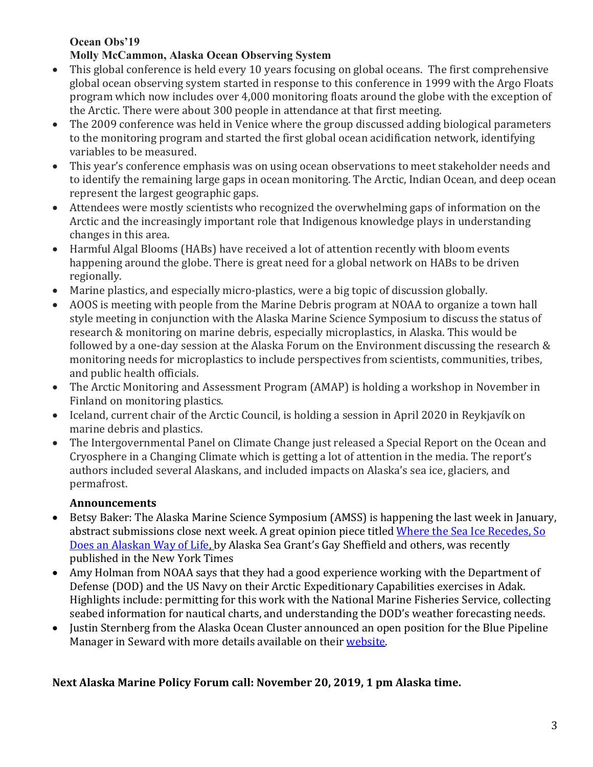**Ocean Obs'19**
**Molly McCammon, Alaska Ocean Observing System**

- This global conference is held every 10 years focusing on global oceans. The first comprehensive global ocean observing system started in response to this conference in 1999 with the Argo Floats program which now includes over 4,000 monitoring floats around the globe with the exception of the Arctic. There were about 300 people in attendance at that first meeting.
- The 2009 conference was held in Venice where the group discussed adding biological parameters to the monitoring program and started the first global ocean acidification network, identifying variables to be measured.
- This year's conference emphasis was on using ocean observations to meet stakeholder needs and to identify the remaining large gaps in ocean monitoring. The Arctic, Indian Ocean, and deep ocean represent the largest geographic gaps.
- Attendees were mostly scientists who recognized the overwhelming gaps of information on the Arctic and the increasingly important role that Indigenous knowledge plays in understanding changes in this area.
- Harmful Algal Blooms (HABs) have received a lot of attention recently with bloom events happening around the globe. There is great need for a global network on HABs to be driven regionally.
- Marine plastics, and especially micro-plastics, were a big topic of discussion globally.
- AOOS is meeting with people from the Marine Debris program at NOAA to organize a town hall style meeting in conjunction with the Alaska Marine Science Symposium to discuss the status of research & monitoring on marine debris, especially microplastics, in Alaska. This would be followed by a one-day session at the Alaska Forum on the Environment discussing the research & monitoring needs for microplastics to include perspectives from scientists, communities, tribes, and public health officials.
- The Arctic Monitoring and Assessment Program (AMAP) is holding a workshop in November in Finland on monitoring plastics.
- Iceland, current chair of the Arctic Council, is holding a session in April 2020 in Reykjavík on marine debris and plastics.
- The Intergovernmental Panel on Climate Change just released a Special Report on the Ocean and Cryosphere in a Changing Climate which is getting a lot of attention in the media. The report's authors included several Alaskans, and included impacts on Alaska's sea ice, glaciers, and permafrost.

**Announcements**

- Betsy Baker: The Alaska Marine Science Symposium (AMSS) is happening the last week in January, abstract submissions close next week. A great opinion piece titled Where the Sea Ice Recedes, So Does an Alaskan Way of Life, by Alaska Sea Grant's Gay Sheffield and others, was recently published in the New York Times
- Amy Holman from NOAA says that they had a good experience working with the Department of Defense (DOD) and the US Navy on their Arctic Expeditionary Capabilities exercises in Adak. Highlights include: permitting for this work with the National Marine Fisheries Service, collecting seabed information for nautical charts, and understanding the DOD's weather forecasting needs.
- Justin Sternberg from the Alaska Ocean Cluster announced an open position for the Blue Pipeline Manager in Seward with more details available on their website.

**Next Alaska Marine Policy Forum call: November 20, 2019, 1 pm Alaska time.**